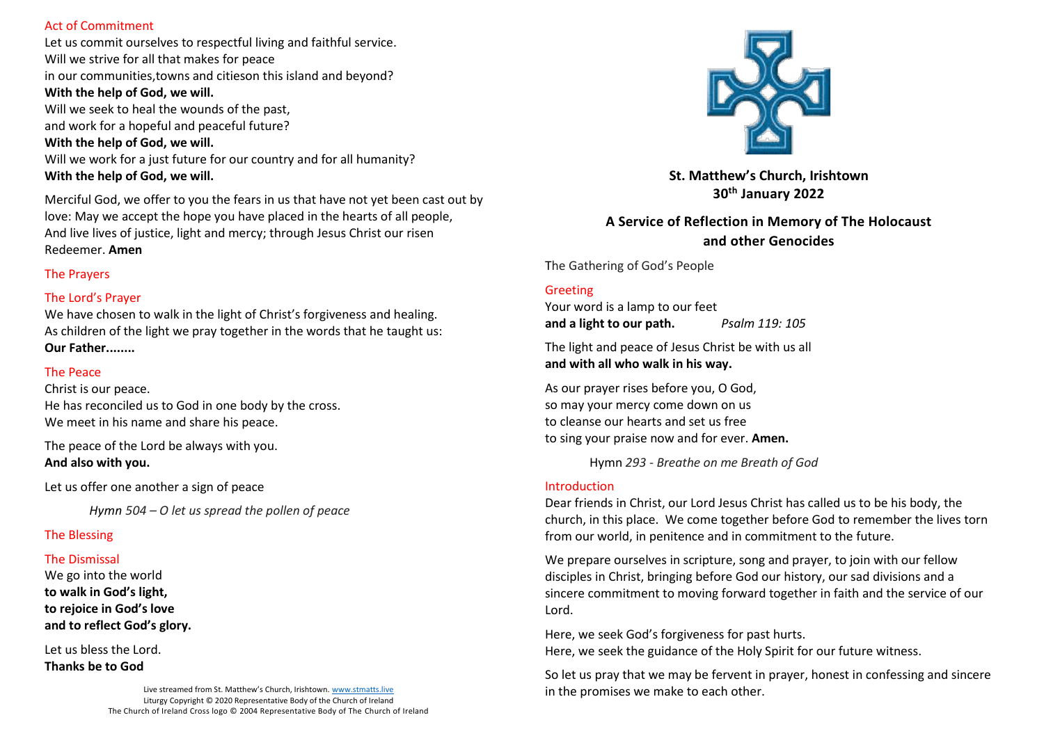## Act of Commitment

Let us commit ourselves to respectful living and faithful service.
Will we strive for all that makes for peace
in our communities,towns and citieson this island and beyond?
**With the help of God, we will.**
Will we seek to heal the wounds of the past,
and work for a hopeful and peaceful future?
**With the help of God, we will.**
Will we work for a just future for our country and for all humanity?
**With the help of God, we will.**

Merciful God, we offer to you the fears in us that have not yet been cast out by love: May we accept the hope you have placed in the hearts of all people, And live lives of justice, light and mercy; through Jesus Christ our risen Redeemer. **Amen**

## The Prayers

## The Lord's Prayer

We have chosen to walk in the light of Christ's forgiveness and healing.
As children of the light we pray together in the words that he taught us:
**Our Father........**

## The Peace

Christ is our peace.
He has reconciled us to God in one body by the cross.
We meet in his name and share his peace.

The peace of the Lord be always with you.
**And also with you.**

Let us offer one another a sign of peace

*Hymn 504 – O let us spread the pollen of peace*

## The Blessing

## The Dismissal

We go into the world
**to walk in God's light,**
**to rejoice in God's love**
**and to reflect God's glory.**

Let us bless the Lord.
**Thanks be to God**

Live streamed from St. Matthew's Church, Irishtown. www.stmatts.live
Liturgy Copyright © 2020 Representative Body of the Church of Ireland
The Church of Ireland Cross logo © 2004 Representative Body of The Church of Ireland

**St. Matthew's Church, Irishtown**
**30th January 2022**

# A Service of Reflection in Memory of The Holocaust and other Genocides

The Gathering of God's People

## Greeting

Your word is a lamp to our feet
**and a light to our path.** *Psalm 119: 105*

The light and peace of Jesus Christ be with us all
**and with all who walk in his way.**

As our prayer rises before you, O God,
so may your mercy come down on us
to cleanse our hearts and set us free
to sing your praise now and for ever. **Amen.**

Hymn *293 - Breathe on me Breath of God*

## Introduction

Dear friends in Christ, our Lord Jesus Christ has called us to be his body, the church, in this place. We come together before God to remember the lives torn from our world, in penitence and in commitment to the future.

We prepare ourselves in scripture, song and prayer, to join with our fellow disciples in Christ, bringing before God our history, our sad divisions and a sincere commitment to moving forward together in faith and the service of our Lord.

Here, we seek God's forgiveness for past hurts.
Here, we seek the guidance of the Holy Spirit for our future witness.

So let us pray that we may be fervent in prayer, honest in confessing and sincere in the promises we make to each other.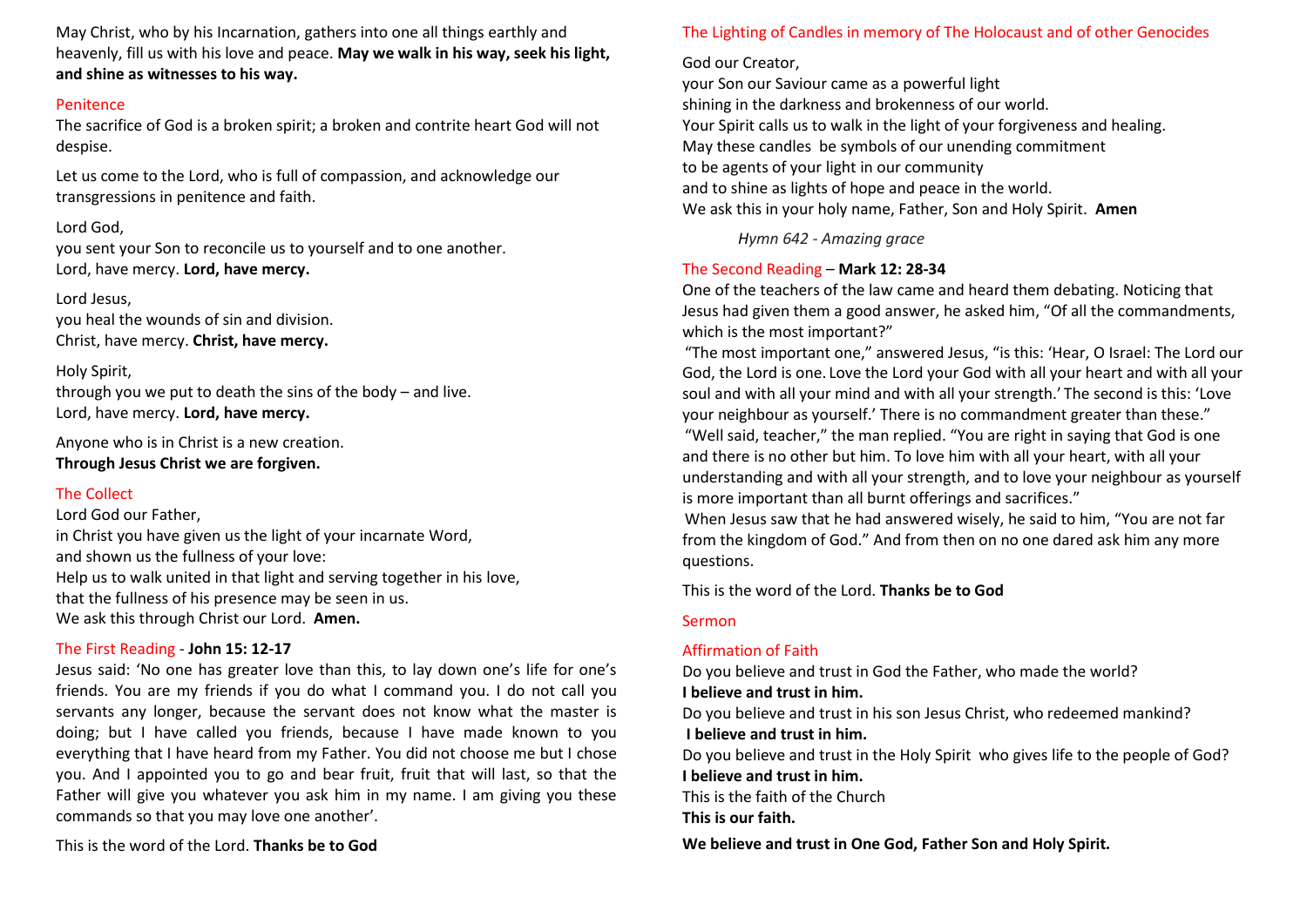May Christ, who by his Incarnation, gathers into one all things earthly and heavenly, fill us with his love and peace. **May we walk in his way, seek his light, and shine as witnesses to his way.**

## Penitence

The sacrifice of God is a broken spirit; a broken and contrite heart God will not despise.

Let us come to the Lord, who is full of compassion, and acknowledge our transgressions in penitence and faith.

Lord God,
you sent your Son to reconcile us to yourself and to one another.
Lord, have mercy. **Lord, have mercy.**

Lord Jesus,
you heal the wounds of sin and division.
Christ, have mercy. **Christ, have mercy.**

Holy Spirit,
through you we put to death the sins of the body – and live.
Lord, have mercy. **Lord, have mercy.**

Anyone who is in Christ is a new creation.
**Through Jesus Christ we are forgiven.**

## The Collect

Lord God our Father,
in Christ you have given us the light of your incarnate Word,
and shown us the fullness of your love:
Help us to walk united in that light and serving together in his love,
that the fullness of his presence may be seen in us.
We ask this through Christ our Lord. **Amen.**

## The First Reading - **John 15: 12-17**

Jesus said: 'No one has greater love than this, to lay down one's life for one's friends. You are my friends if you do what I command you. I do not call you servants any longer, because the servant does not know what the master is doing; but I have called you friends, because I have made known to you everything that I have heard from my Father. You did not choose me but I chose you. And I appointed you to go and bear fruit, fruit that will last, so that the Father will give you whatever you ask him in my name. I am giving you these commands so that you may love one another'.

This is the word of the Lord. **Thanks be to God**

## The Lighting of Candles in memory of The Holocaust and of other Genocides

God our Creator,
your Son our Saviour came as a powerful light
shining in the darkness and brokenness of our world.
Your Spirit calls us to walk in the light of your forgiveness and healing.
May these candles be symbols of our unending commitment
to be agents of your light in our community
and to shine as lights of hope and peace in the world.
We ask this in your holy name, Father, Son and Holy Spirit. **Amen**

*Hymn 642 - Amazing grace*

## The Second Reading – **Mark 12: 28-34**

One of the teachers of the law came and heard them debating. Noticing that Jesus had given them a good answer, he asked him, "Of all the commandments, which is the most important?"

"The most important one," answered Jesus, "is this: 'Hear, O Israel: The Lord our God, the Lord is one. Love the Lord your God with all your heart and with all your soul and with all your mind and with all your strength.' The second is this: 'Love your neighbour as yourself.' There is no commandment greater than these."

"Well said, teacher," the man replied. "You are right in saying that God is one and there is no other but him. To love him with all your heart, with all your understanding and with all your strength, and to love your neighbour as yourself is more important than all burnt offerings and sacrifices."

When Jesus saw that he had answered wisely, he said to him, "You are not far from the kingdom of God." And from then on no one dared ask him any more questions.

This is the word of the Lord. **Thanks be to God**

## Sermon

## Affirmation of Faith

Do you believe and trust in God the Father, who made the world?
**I believe and trust in him.**
Do you believe and trust in his son Jesus Christ, who redeemed mankind?
**I believe and trust in him.**
Do you believe and trust in the Holy Spirit who gives life to the people of God?
**I believe and trust in him.**
This is the faith of the Church
**This is our faith.**

**We believe and trust in One God, Father Son and Holy Spirit.**